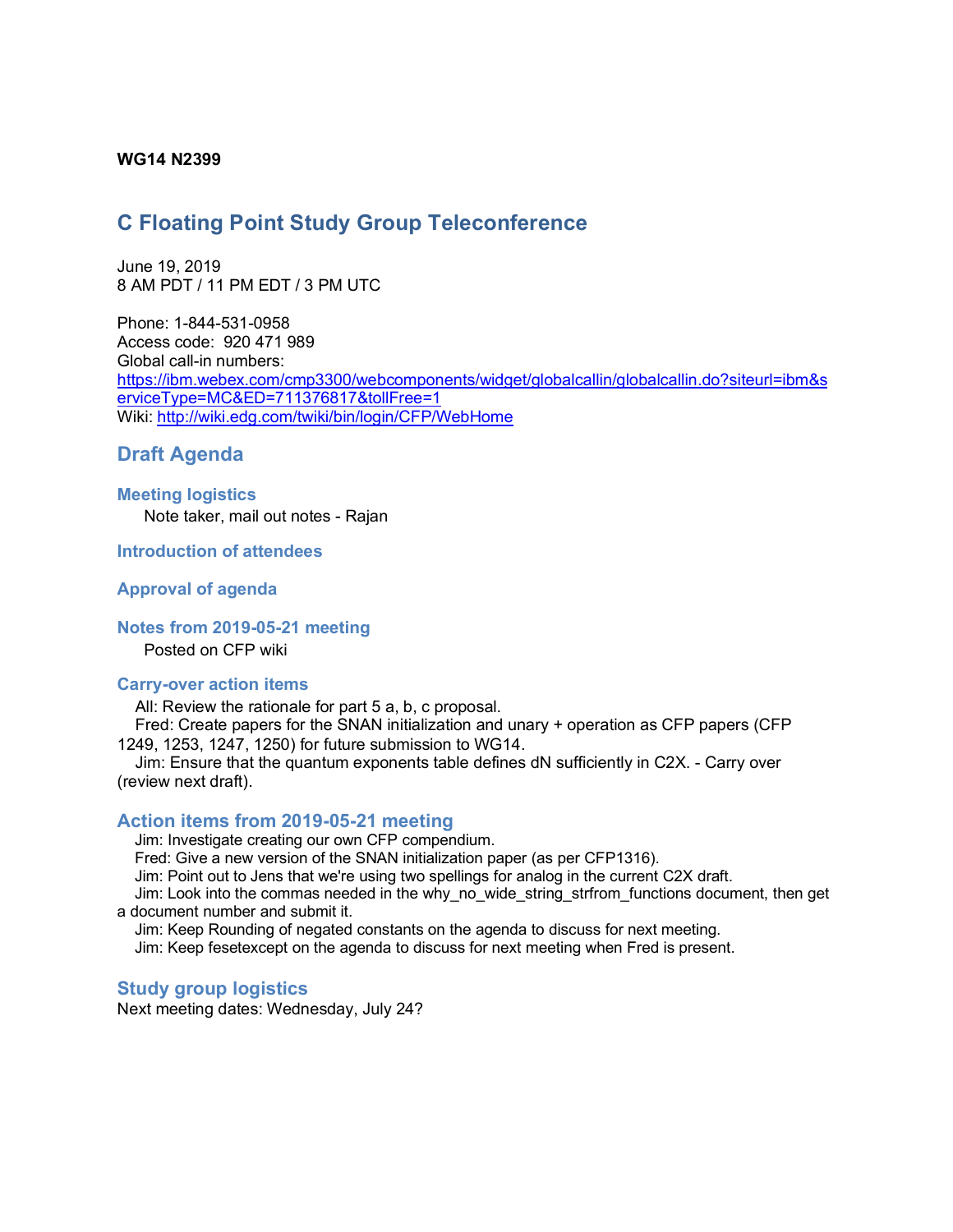**WG14 N2399**

# C Floating Point Study Group Teleconference

June 19, 2019
8 AM PDT / 11 PM EDT / 3 PM UTC

Phone: 1-844-531-0958
Access code: 920 471 989
Global call-in numbers:
https://ibm.webex.com/cmp3300/webcomponents/widget/globalcallin/globalcallin.do?siteurl=ibm&serviceType=MC&ED=711376817&tollFree=1
Wiki: http://wiki.edg.com/twiki/bin/login/CFP/WebHome

## Draft Agenda

### Meeting logistics

Note taker, mail out notes - Rajan

### Introduction of attendees

### Approval of agenda

### Notes from 2019-05-21 meeting

Posted on CFP wiki

### Carry-over action items

All: Review the rationale for part 5 a, b, c proposal.
Fred: Create papers for the SNAN initialization and unary + operation as CFP papers (CFP 1249, 1253, 1247, 1250) for future submission to WG14.
Jim: Ensure that the quantum exponents table defines dN sufficiently in C2X. - Carry over (review next draft).

### Action items from 2019-05-21 meeting

Jim: Investigate creating our own CFP compendium.
Fred: Give a new version of the SNAN initialization paper (as per CFP1316).
Jim: Point out to Jens that we're using two spellings for analog in the current C2X draft.
Jim: Look into the commas needed in the why_no_wide_string_strfrom_functions document, then get a document number and submit it.
Jim: Keep Rounding of negated constants on the agenda to discuss for next meeting.
Jim: Keep fesetexcept on the agenda to discuss for next meeting when Fred is present.

### Study group logistics

Next meeting dates: Wednesday, July 24?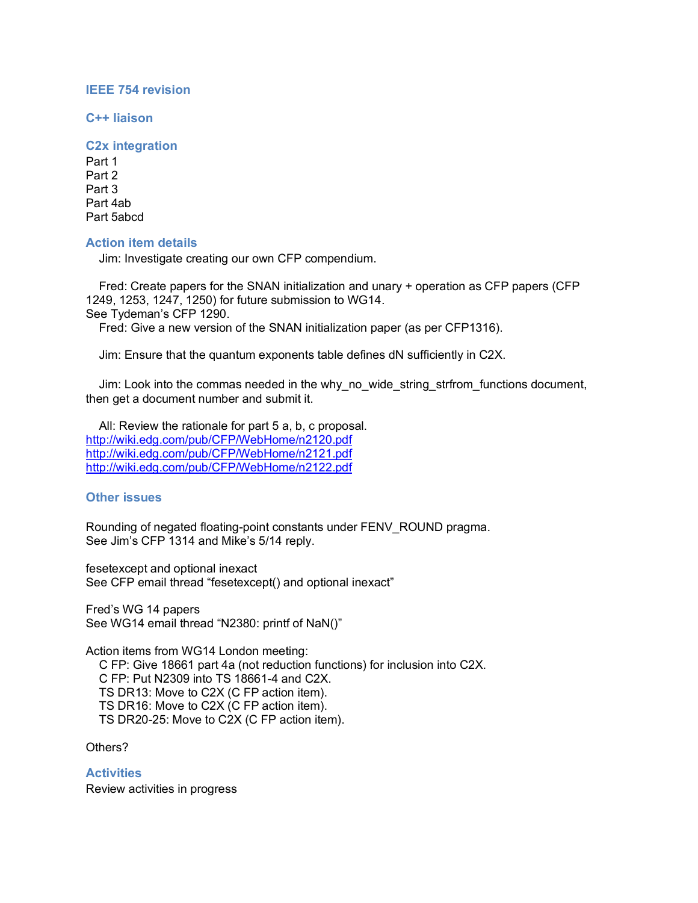### IEEE 754 revision

### C++ liaison

### C2x integration

Part 1
Part 2
Part 3
Part 4ab
Part 5abcd

### Action item details

Jim: Investigate creating our own CFP compendium.

Fred: Create papers for the SNAN initialization and unary + operation as CFP papers (CFP 1249, 1253, 1247, 1250) for future submission to WG14.
See Tydeman's CFP 1290.
Fred: Give a new version of the SNAN initialization paper (as per CFP1316).

Jim: Ensure that the quantum exponents table defines dN sufficiently in C2X.

Jim: Look into the commas needed in the why_no_wide_string_strfrom_functions document, then get a document number and submit it.

All: Review the rationale for part 5 a, b, c proposal.
http://wiki.edg.com/pub/CFP/WebHome/n2120.pdf
http://wiki.edg.com/pub/CFP/WebHome/n2121.pdf
http://wiki.edg.com/pub/CFP/WebHome/n2122.pdf

### Other issues

Rounding of negated floating-point constants under FENV_ROUND pragma.
See Jim's CFP 1314 and Mike's 5/14 reply.

fesetexcept and optional inexact
See CFP email thread "fesetexcept() and optional inexact"

Fred's WG 14 papers
See WG14 email thread "N2380: printf of NaN()"

Action items from WG14 London meeting:
C FP: Give 18661 part 4a (not reduction functions) for inclusion into C2X.
C FP: Put N2309 into TS 18661-4 and C2X.
TS DR13: Move to C2X (C FP action item).
TS DR16: Move to C2X (C FP action item).
TS DR20-25: Move to C2X (C FP action item).

Others?

### Activities

Review activities in progress